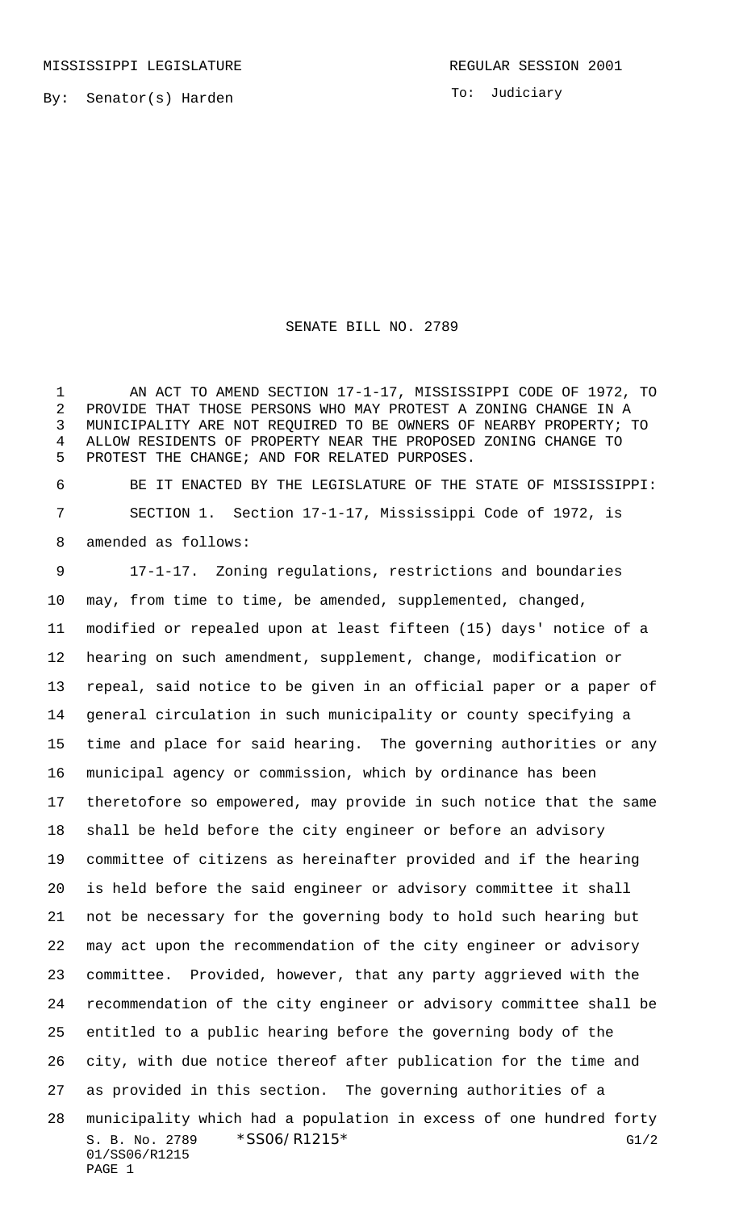MISSISSIPPI LEGISLATURE REGULAR SESSION 2001

By: Senator(s) Harden

To: Judiciary

# SENATE BILL NO. 2789

AN ACT TO AMEND SECTION 17-1-17, MISSISSIPPI CODE OF 1972, TO PROVIDE THAT THOSE PERSONS WHO MAY PROTEST A ZONING CHANGE IN A MUNICIPALITY ARE NOT REQUIRED TO BE OWNERS OF NEARBY PROPERTY; TO ALLOW RESIDENTS OF PROPERTY NEAR THE PROPOSED ZONING CHANGE TO PROTEST THE CHANGE; AND FOR RELATED PURPOSES.

BE IT ENACTED BY THE LEGISLATURE OF THE STATE OF MISSISSIPPI:

SECTION 1. Section 17-1-17, Mississippi Code of 1972, is amended as follows:

17-1-17. Zoning regulations, restrictions and boundaries may, from time to time, be amended, supplemented, changed, modified or repealed upon at least fifteen (15) days' notice of a hearing on such amendment, supplement, change, modification or repeal, said notice to be given in an official paper or a paper of general circulation in such municipality or county specifying a time and place for said hearing. The governing authorities or any municipal agency or commission, which by ordinance has been theretofore so empowered, may provide in such notice that the same shall be held before the city engineer or before an advisory committee of citizens as hereinafter provided and if the hearing is held before the said engineer or advisory committee it shall not be necessary for the governing body to hold such hearing but may act upon the recommendation of the city engineer or advisory committee. Provided, however, that any party aggrieved with the recommendation of the city engineer or advisory committee shall be entitled to a public hearing before the governing body of the city, with due notice thereof after publication for the time and as provided in this section. The governing authorities of a municipality which had a population in excess of one hundred forty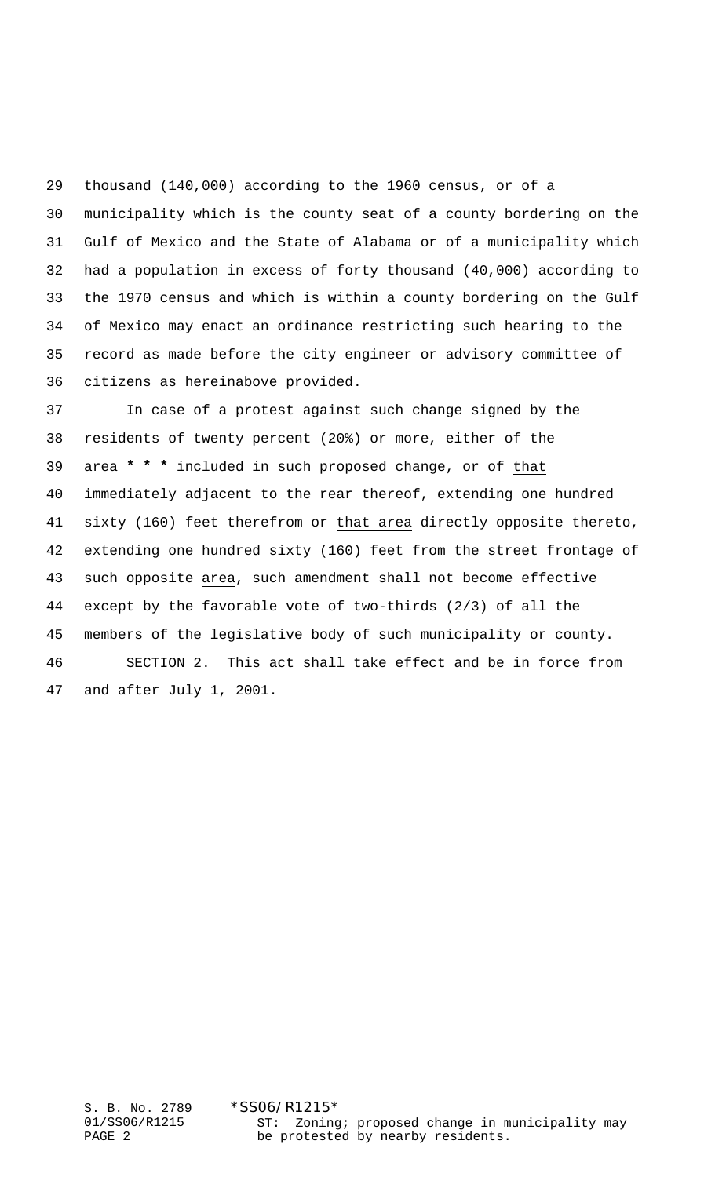thousand (140,000) according to the 1960 census, or of a municipality which is the county seat of a county bordering on the Gulf of Mexico and the State of Alabama or of a municipality which had a population in excess of forty thousand (40,000) according to the 1970 census and which is within a county bordering on the Gulf of Mexico may enact an ordinance restricting such hearing to the record as made before the city engineer or advisory committee of citizens as hereinabove provided.

In case of a protest against such change signed by the residents of twenty percent (20%) or more, either of the area **\* \* \*** included in such proposed change, or of that immediately adjacent to the rear thereof, extending one hundred sixty (160) feet therefrom or that area directly opposite thereto, extending one hundred sixty (160) feet from the street frontage of such opposite area, such amendment shall not become effective except by the favorable vote of two-thirds (2/3) of all the members of the legislative body of such municipality or county.

SECTION 2. This act shall take effect and be in force from and after July 1, 2001.

S. B. No. 2789 \*SS06/R1215\*
01/SS06/R1215
ST: Zoning; proposed change in municipality may be protested by nearby residents.